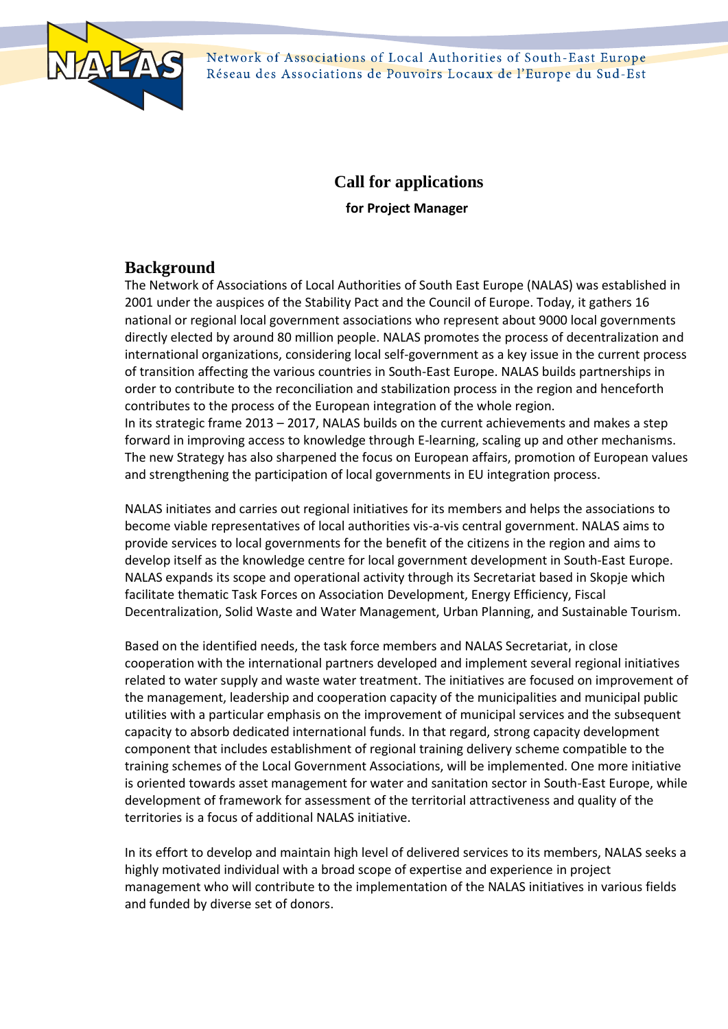Network of Associations of Local Authorities of South-East Europe
Réseau des Associations de Pouvoirs Locaux de l'Europe du Sud-Est

# Call for applications

**for Project Manager**

## Background

The Network of Associations of Local Authorities of South East Europe (NALAS) was established in 2001 under the auspices of the Stability Pact and the Council of Europe. Today, it gathers 16 national or regional local government associations who represent about 9000 local governments directly elected by around 80 million people. NALAS promotes the process of decentralization and international organizations, considering local self-government as a key issue in the current process of transition affecting the various countries in South-East Europe. NALAS builds partnerships in order to contribute to the reconciliation and stabilization process in the region and henceforth contributes to the process of the European integration of the whole region.
In its strategic frame 2013 – 2017, NALAS builds on the current achievements and makes a step forward in improving access to knowledge through E-learning, scaling up and other mechanisms. The new Strategy has also sharpened the focus on European affairs, promotion of European values and strengthening the participation of local governments in EU integration process.

NALAS initiates and carries out regional initiatives for its members and helps the associations to become viable representatives of local authorities vis-a-vis central government. NALAS aims to provide services to local governments for the benefit of the citizens in the region and aims to develop itself as the knowledge centre for local government development in South-East Europe. NALAS expands its scope and operational activity through its Secretariat based in Skopje which facilitate thematic Task Forces on Association Development, Energy Efficiency, Fiscal Decentralization, Solid Waste and Water Management, Urban Planning, and Sustainable Tourism.

Based on the identified needs, the task force members and NALAS Secretariat, in close cooperation with the international partners developed and implement several regional initiatives related to water supply and waste water treatment. The initiatives are focused on improvement of the management, leadership and cooperation capacity of the municipalities and municipal public utilities with a particular emphasis on the improvement of municipal services and the subsequent capacity to absorb dedicated international funds. In that regard, strong capacity development component that includes establishment of regional training delivery scheme compatible to the training schemes of the Local Government Associations, will be implemented. One more initiative is oriented towards asset management for water and sanitation sector in South-East Europe, while development of framework for assessment of the territorial attractiveness and quality of the territories is a focus of additional NALAS initiative.

In its effort to develop and maintain high level of delivered services to its members, NALAS seeks a highly motivated individual with a broad scope of expertise and experience in project management who will contribute to the implementation of the NALAS initiatives in various fields and funded by diverse set of donors.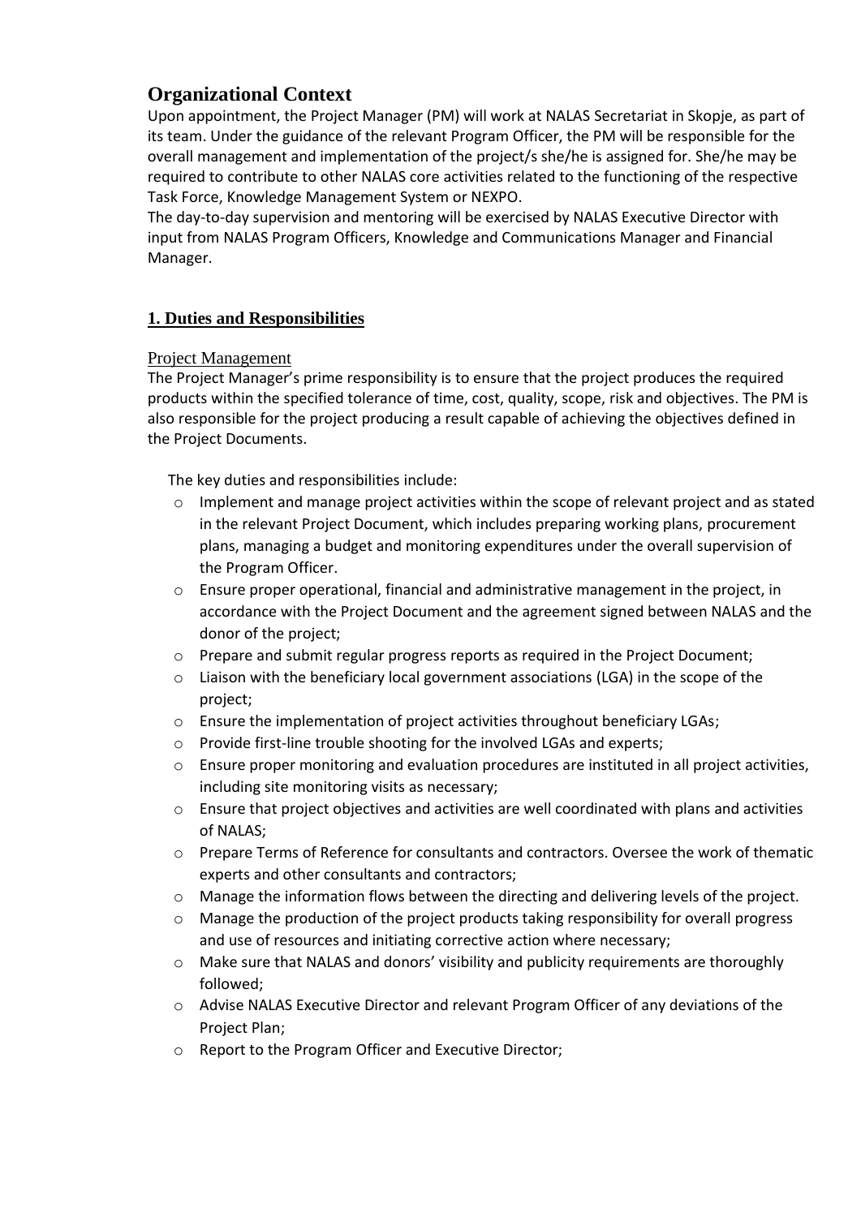## Organizational Context

Upon appointment, the Project Manager (PM) will work at NALAS Secretariat in Skopje, as part of its team. Under the guidance of the relevant Program Officer, the PM will be responsible for the overall management and implementation of the project/s she/he is assigned for. She/he may be required to contribute to other NALAS core activities related to the functioning of the respective Task Force, Knowledge Management System or NEXPO.

The day-to-day supervision and mentoring will be exercised by NALAS Executive Director with input from NALAS Program Officers, Knowledge and Communications Manager and Financial Manager.

### 1. Duties and Responsibilities

#### Project Management

The Project Manager's prime responsibility is to ensure that the project produces the required products within the specified tolerance of time, cost, quality, scope, risk and objectives. The PM is also responsible for the project producing a result capable of achieving the objectives defined in the Project Documents.

The key duties and responsibilities include:

- Implement and manage project activities within the scope of relevant project and as stated in the relevant Project Document, which includes preparing working plans, procurement plans, managing a budget and monitoring expenditures under the overall supervision of the Program Officer.
- Ensure proper operational, financial and administrative management in the project, in accordance with the Project Document and the agreement signed between NALAS and the donor of the project;
- Prepare and submit regular progress reports as required in the Project Document;
- Liaison with the beneficiary local government associations (LGA) in the scope of the project;
- Ensure the implementation of project activities throughout beneficiary LGAs;
- Provide first-line trouble shooting for the involved LGAs and experts;
- Ensure proper monitoring and evaluation procedures are instituted in all project activities, including site monitoring visits as necessary;
- Ensure that project objectives and activities are well coordinated with plans and activities of NALAS;
- Prepare Terms of Reference for consultants and contractors. Oversee the work of thematic experts and other consultants and contractors;
- Manage the information flows between the directing and delivering levels of the project.
- Manage the production of the project products taking responsibility for overall progress and use of resources and initiating corrective action where necessary;
- Make sure that NALAS and donors' visibility and publicity requirements are thoroughly followed;
- Advise NALAS Executive Director and relevant Program Officer of any deviations of the Project Plan;
- Report to the Program Officer and Executive Director;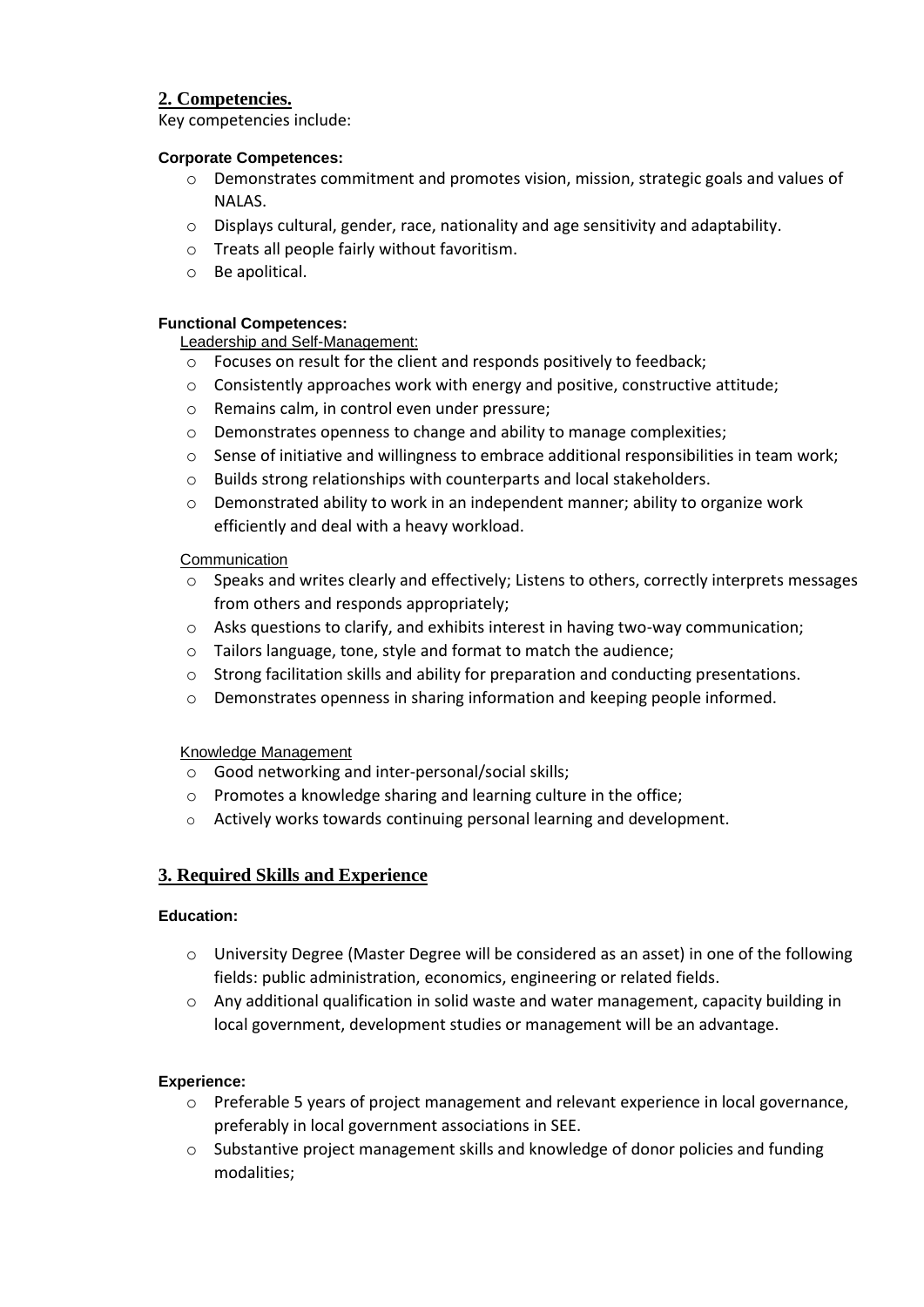## 2. Competencies.

Key competencies include:

**Corporate Competences:**

- Demonstrates commitment and promotes vision, mission, strategic goals and values of NALAS.
- Displays cultural, gender, race, nationality and age sensitivity and adaptability.
- Treats all people fairly without favoritism.
- Be apolitical.

**Functional Competences:**

Leadership and Self-Management:

- Focuses on result for the client and responds positively to feedback;
- Consistently approaches work with energy and positive, constructive attitude;
- Remains calm, in control even under pressure;
- Demonstrates openness to change and ability to manage complexities;
- Sense of initiative and willingness to embrace additional responsibilities in team work;
- Builds strong relationships with counterparts and local stakeholders.
- Demonstrated ability to work in an independent manner; ability to organize work efficiently and deal with a heavy workload.

Communication

- Speaks and writes clearly and effectively; Listens to others, correctly interprets messages from others and responds appropriately;
- Asks questions to clarify, and exhibits interest in having two-way communication;
- Tailors language, tone, style and format to match the audience;
- Strong facilitation skills and ability for preparation and conducting presentations.
- Demonstrates openness in sharing information and keeping people informed.

Knowledge Management

- Good networking and inter-personal/social skills;
- Promotes a knowledge sharing and learning culture in the office;
- Actively works towards continuing personal learning and development.

## 3. Required Skills and Experience

**Education:**

- University Degree (Master Degree will be considered as an asset) in one of the following fields: public administration, economics, engineering or related fields.
- Any additional qualification in solid waste and water management, capacity building in local government, development studies or management will be an advantage.

**Experience:**

- Preferable 5 years of project management and relevant experience in local governance, preferably in local government associations in SEE.
- Substantive project management skills and knowledge of donor policies and funding modalities;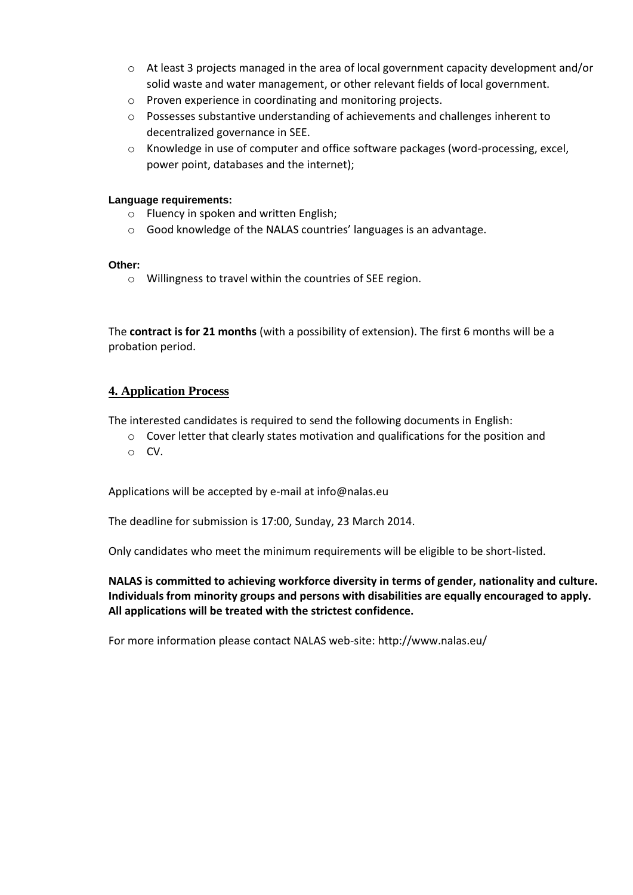- At least 3 projects managed in the area of local government capacity development and/or solid waste and water management, or other relevant fields of local government.
- Proven experience in coordinating and monitoring projects.
- Possesses substantive understanding of achievements and challenges inherent to decentralized governance in SEE.
- Knowledge in use of computer and office software packages (word-processing, excel, power point, databases and the internet);

**Language requirements:**

- Fluency in spoken and written English;
- Good knowledge of the NALAS countries' languages is an advantage.

**Other:**

- Willingness to travel within the countries of SEE region.

The **contract is for 21 months** (with a possibility of extension). The first 6 months will be a probation period.

## 4. Application Process

The interested candidates is required to send the following documents in English:

- Cover letter that clearly states motivation and qualifications for the position and
- CV.

Applications will be accepted by e-mail at info@nalas.eu

The deadline for submission is 17:00, Sunday, 23 March 2014.

Only candidates who meet the minimum requirements will be eligible to be short-listed.

**NALAS is committed to achieving workforce diversity in terms of gender, nationality and culture. Individuals from minority groups and persons with disabilities are equally encouraged to apply. All applications will be treated with the strictest confidence.**

For more information please contact NALAS web-site: http://www.nalas.eu/